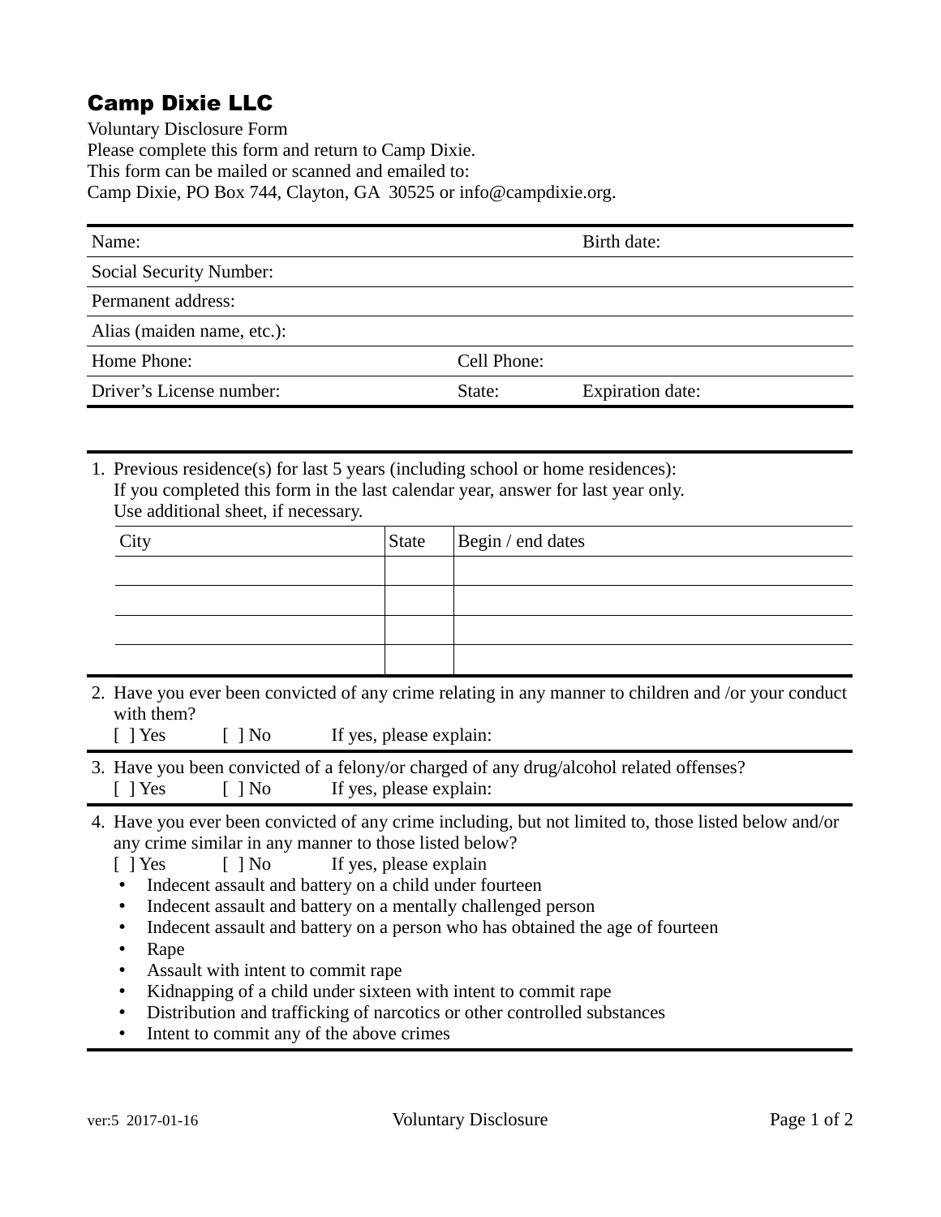## Camp Dixie LLC

Voluntary Disclosure Form
Please complete this form and return to Camp Dixie.
This form can be mailed or scanned and emailed to:
Camp Dixie, PO Box 744, Clayton, GA  30525 or info@campdixie.org.

| | | |
|---|---|---|
| Name: | | Birth date: |
| Social Security Number: | | |
| Permanent address: | | |
| Alias (maiden name, etc.): | | |
| Home Phone: | Cell Phone: | |
| Driver's License number: | State: | Expiration date: |

1. Previous residence(s) for last 5 years (including school or home residences):
   If you completed this form in the last calendar year, answer for last year only.
   Use additional sheet, if necessary.

| City | State | Begin / end dates |
|---|---|---|
| | | |
| | | |
| | | |
| | | |

2. Have you ever been convicted of any crime relating in any manner to children and /or your conduct with them?
   [ ] Yes    [ ] No    If yes, please explain:

3. Have you been convicted of a felony/or charged of any drug/alcohol related offenses?
   [ ] Yes    [ ] No    If yes, please explain:

4. Have you ever been convicted of any crime including, but not limited to, those listed below and/or any crime similar in any manner to those listed below?
   [ ] Yes    [ ] No    If yes, please explain
   - Indecent assault and battery on a child under fourteen
   - Indecent assault and battery on a mentally challenged person
   - Indecent assault and battery on a person who has obtained the age of fourteen
   - Rape
   - Assault with intent to commit rape
   - Kidnapping of a child under sixteen with intent to commit rape
   - Distribution and trafficking of narcotics or other controlled substances
   - Intent to commit any of the above crimes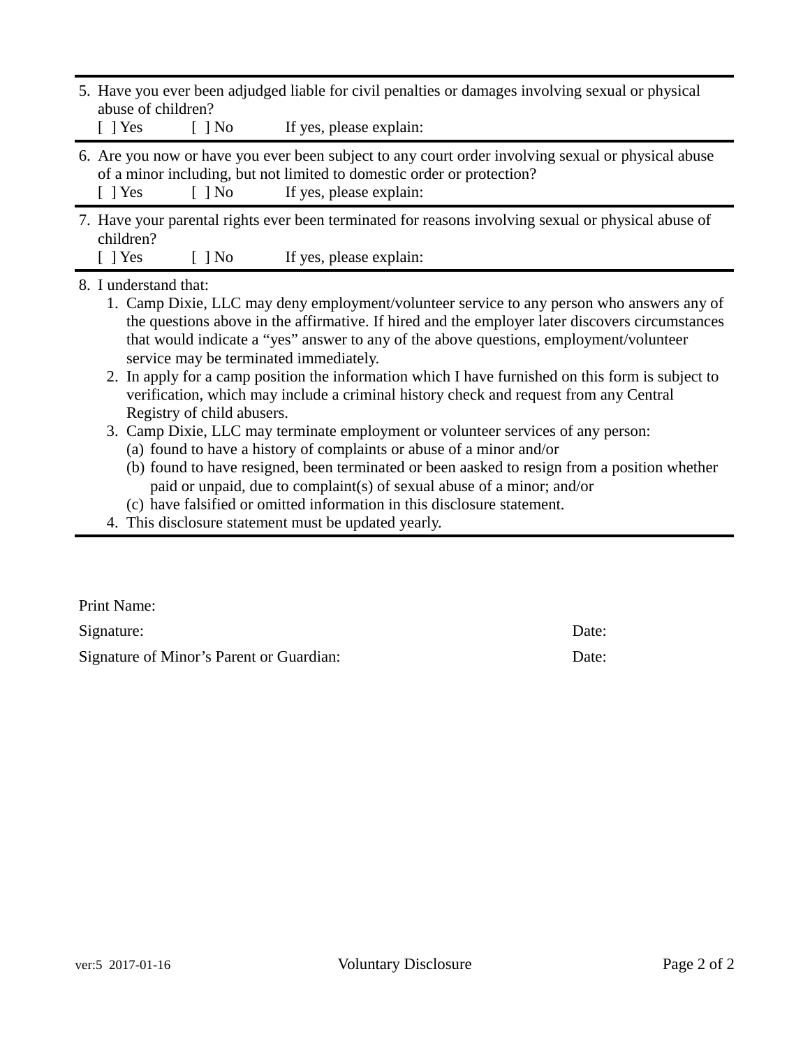5. Have you ever been adjudged liable for civil penalties or damages involving sexual or physical abuse of children?
   [ ] Yes [ ] No If yes, please explain:

6. Are you now or have you ever been subject to any court order involving sexual or physical abuse of a minor including, but not limited to domestic order or protection?
   [ ] Yes [ ] No If yes, please explain:

7. Have your parental rights ever been terminated for reasons involving sexual or physical abuse of children?
   [ ] Yes [ ] No If yes, please explain:

8. I understand that:
   1. Camp Dixie, LLC may deny employment/volunteer service to any person who answers any of the questions above in the affirmative. If hired and the employer later discovers circumstances that would indicate a "yes" answer to any of the above questions, employment/volunteer service may be terminated immediately.
   2. In apply for a camp position the information which I have furnished on this form is subject to verification, which may include a criminal history check and request from any Central Registry of child abusers.
   3. Camp Dixie, LLC may terminate employment or volunteer services of any person:
      (a) found to have a history of complaints or abuse of a minor and/or
      (b) found to have resigned, been terminated or been aasked to resign from a position whether paid or unpaid, due to complaint(s) of sexual abuse of a minor; and/or
      (c) have falsified or omitted information in this disclosure statement.
   4. This disclosure statement must be updated yearly.

Print Name:

Signature: Date:

Signature of Minor's Parent or Guardian: Date: